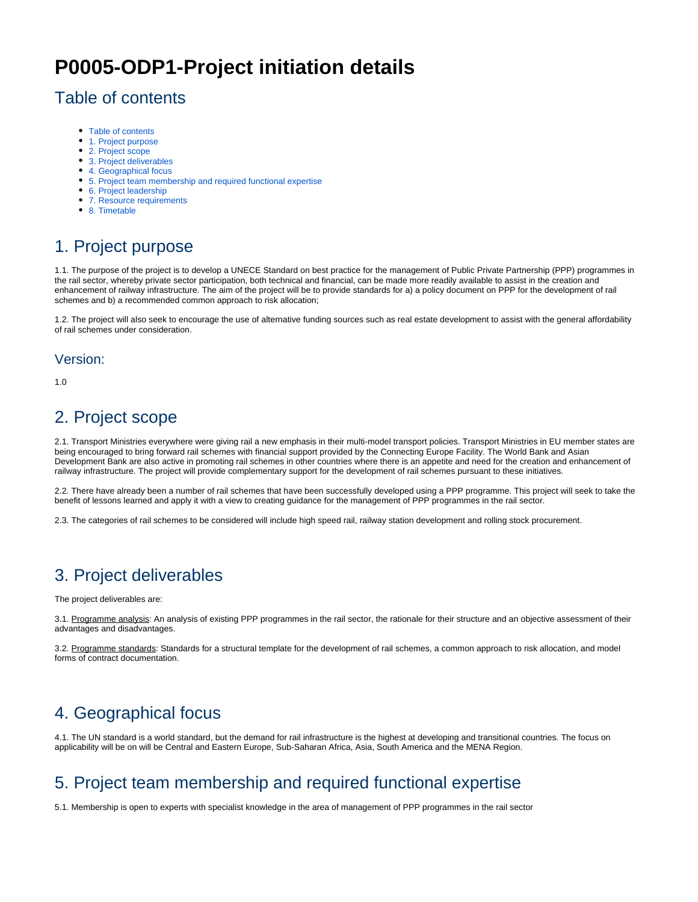# P0005-ODP1-Project initiation details

## Table of contents

- Table of contents
- 1. Project purpose
- 2. Project scope
- 3. Project deliverables
- 4. Geographical focus
- 5. Project team membership and required functional expertise
- 6. Project leadership
- 7. Resource requirements
- 8. Timetable

## 1. Project purpose

1.1. The purpose of the project is to develop a UNECE Standard on best practice for the management of Public Private Partnership (PPP) programmes in the rail sector, whereby private sector participation, both technical and financial, can be made more readily available to assist in the creation and enhancement of railway infrastructure. The aim of the project will be to provide standards for a) a policy document on PPP for the development of rail schemes and b) a recommended common approach to risk allocation;

1.2. The project will also seek to encourage the use of alternative funding sources such as real estate development to assist with the general affordability of rail schemes under consideration.

### Version:

1.0

## 2. Project scope

2.1. Transport Ministries everywhere were giving rail a new emphasis in their multi-model transport policies. Transport Ministries in EU member states are being encouraged to bring forward rail schemes with financial support provided by the Connecting Europe Facility. The World Bank and Asian Development Bank are also active in promoting rail schemes in other countries where there is an appetite and need for the creation and enhancement of railway infrastructure. The project will provide complementary support for the development of rail schemes pursuant to these initiatives.

2.2. There have already been a number of rail schemes that have been successfully developed using a PPP programme. This project will seek to take the benefit of lessons learned and apply it with a view to creating guidance for the management of PPP programmes in the rail sector.

2.3. The categories of rail schemes to be considered will include high speed rail, railway station development and rolling stock procurement.

## 3. Project deliverables

The project deliverables are:

3.1. Programme analysis: An analysis of existing PPP programmes in the rail sector, the rationale for their structure and an objective assessment of their advantages and disadvantages.

3.2. Programme standards: Standards for a structural template for the development of rail schemes, a common approach to risk allocation, and model forms of contract documentation.

## 4. Geographical focus

4.1. The UN standard is a world standard, but the demand for rail infrastructure is the highest at developing and transitional countries. The focus on applicability will be on will be Central and Eastern Europe, Sub-Saharan Africa, Asia, South America and the MENA Region.

## 5. Project team membership and required functional expertise

5.1. Membership is open to experts with specialist knowledge in the area of management of PPP programmes in the rail sector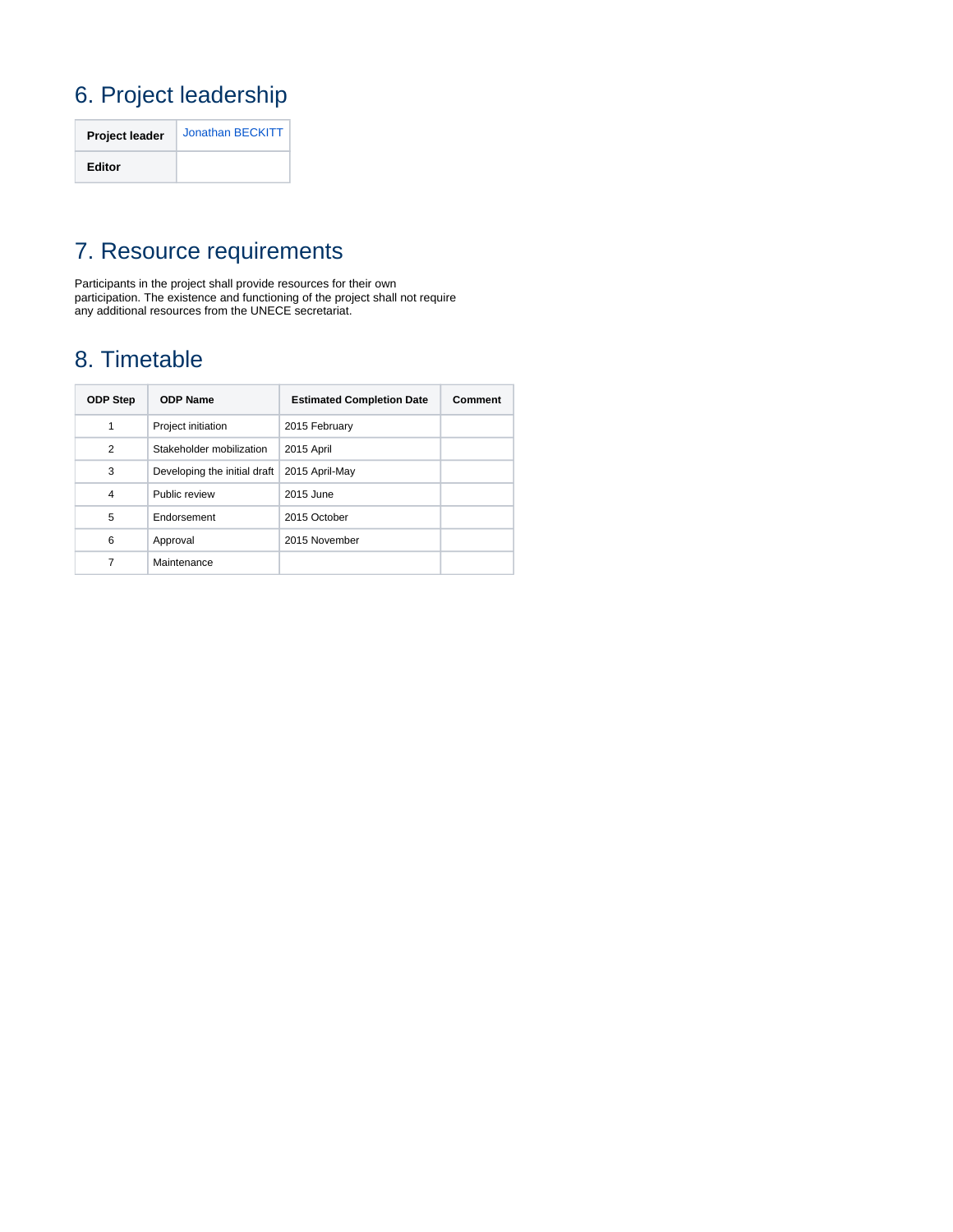## 6. Project leadership

| | |
|---|---|
| **Project leader** | Jonathan BECKITT |
| **Editor** | |

## 7. Resource requirements

Participants in the project shall provide resources for their own participation. The existence and functioning of the project shall not require any additional resources from the UNECE secretariat.

## 8. Timetable

| ODP Step | ODP Name | Estimated Completion Date | Comment |
|---|---|---|---|
| 1 | Project initiation | 2015 February | |
| 2 | Stakeholder mobilization | 2015 April | |
| 3 | Developing the initial draft | 2015 April-May | |
| 4 | Public review | 2015 June | |
| 5 | Endorsement | 2015 October | |
| 6 | Approval | 2015 November | |
| 7 | Maintenance | | |